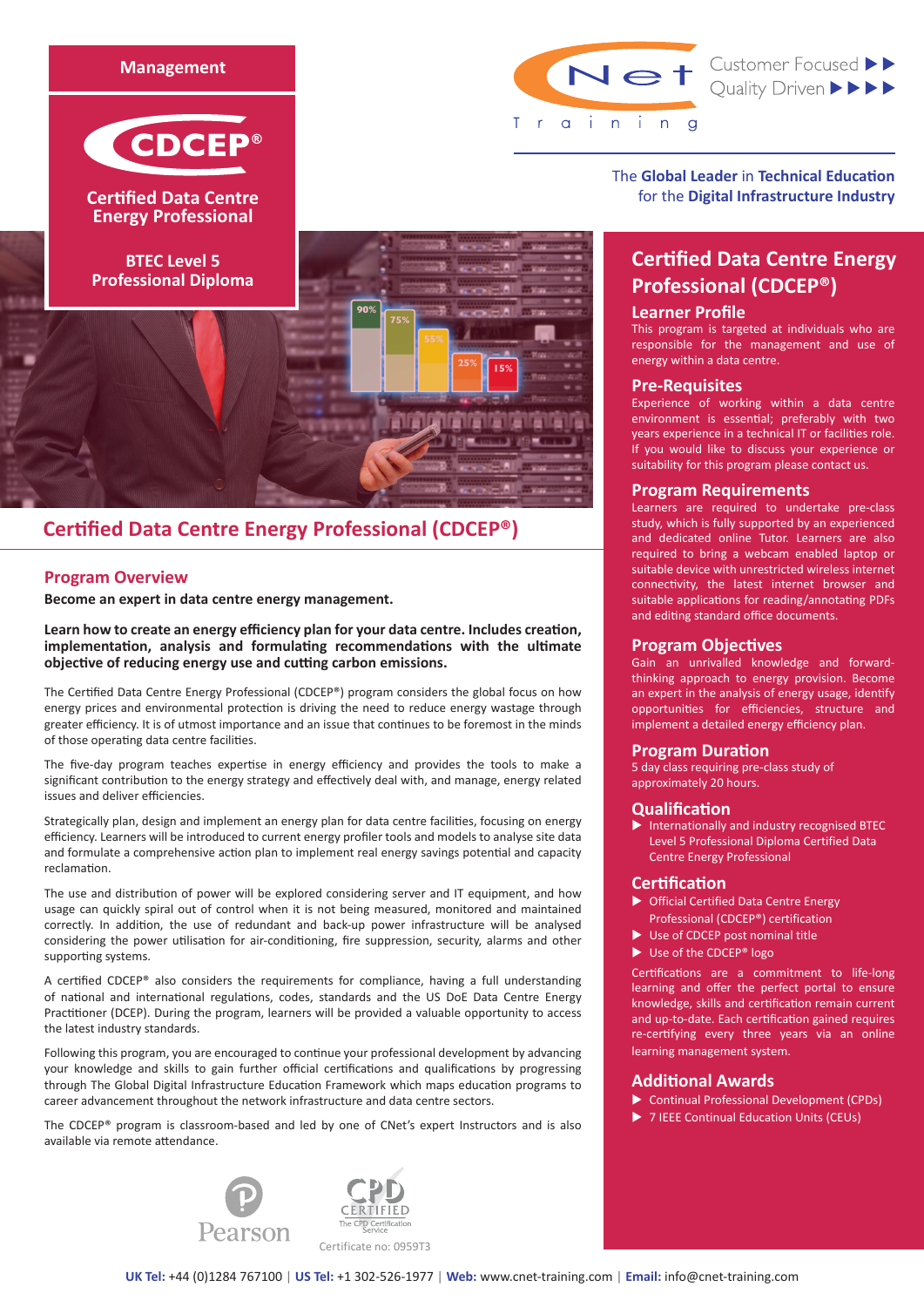Management

# CDCEP®

Certified Data Centre Energy Professional

BTEC Level 5 Professional Diploma

CNet Training — Customer Focused ▶▶ Quality Driven ▶▶▶▶

The **Global Leader** in **Technical Education** for the **Digital Infrastructure Industry**

## Certified Data Centre Energy Professional (CDCEP®)

### Program Overview

**Become an expert in data centre energy management.**

**Learn how to create an energy efficiency plan for your data centre. Includes creation, implementation, analysis and formulating recommendations with the ultimate objective of reducing energy use and cutting carbon emissions.**

The Certified Data Centre Energy Professional (CDCEP®) program considers the global focus on how energy prices and environmental protection is driving the need to reduce energy wastage through greater efficiency. It is of utmost importance and an issue that continues to be foremost in the minds of those operating data centre facilities.

The five-day program teaches expertise in energy efficiency and provides the tools to make a significant contribution to the energy strategy and effectively deal with, and manage, energy related issues and deliver efficiencies.

Strategically plan, design and implement an energy plan for data centre facilities, focusing on energy efficiency. Learners will be introduced to current energy profiler tools and models to analyse site data and formulate a comprehensive action plan to implement real energy savings potential and capacity reclamation.

The use and distribution of power will be explored considering server and IT equipment, and how usage can quickly spiral out of control when it is not being measured, monitored and maintained correctly. In addition, the use of redundant and back-up power infrastructure will be analysed considering the power utilisation for air-conditioning, fire suppression, security, alarms and other supporting systems.

A certified CDCEP® also considers the requirements for compliance, having a full understanding of national and international regulations, codes, standards and the US DoE Data Centre Energy Practitioner (DCEP). During the program, learners will be provided a valuable opportunity to access the latest industry standards.

Following this program, you are encouraged to continue your professional development by advancing your knowledge and skills to gain further official certifications and qualifications by progressing through The Global Digital Infrastructure Education Framework which maps education programs to career advancement throughout the network infrastructure and data centre sectors.

The CDCEP® program is classroom-based and led by one of CNet's expert Instructors and is also available via remote attendance.

Pearson

CPD CERTIFIED — The CPD Certification Service — Certificate no: 0959T3

## Certified Data Centre Energy Professional (CDCEP®)

### Learner Profile

This program is targeted at individuals who are responsible for the management and use of energy within a data centre.

### Pre-Requisites

Experience of working within a data centre environment is essential; preferably with two years experience in a technical IT or facilities role. If you would like to discuss your experience or suitability for this program please contact us.

### Program Requirements

Learners are required to undertake pre-class study, which is fully supported by an experienced and dedicated online Tutor. Learners are also required to bring a webcam enabled laptop or suitable device with unrestricted wireless internet connectivity, the latest internet browser and suitable applications for reading/annotating PDFs and editing standard office documents.

### Program Objectives

Gain an unrivalled knowledge and forward-thinking approach to energy provision. Become an expert in the analysis of energy usage, identify opportunities for efficiencies, structure and implement a detailed energy efficiency plan.

### Program Duration

5 day class requiring pre-class study of approximately 20 hours.

### Qualification

- Internationally and industry recognised BTEC Level 5 Professional Diploma Certified Data Centre Energy Professional

### Certification

- Official Certified Data Centre Energy Professional (CDCEP®) certification
- Use of CDCEP post nominal title
- Use of the CDCEP® logo

Certifications are a commitment to life-long learning and offer the perfect portal to ensure knowledge, skills and certification remain current and up-to-date. Each certification gained requires re-certifying every three years via an online learning management system.

### Additional Awards

- Continual Professional Development (CPDs)
- 7 IEEE Continual Education Units (CEUs)

**UK Tel:** +44 (0)1284 767100 | **US Tel:** +1 302-526-1977 | **Web:** www.cnet-training.com | **Email:** info@cnet-training.com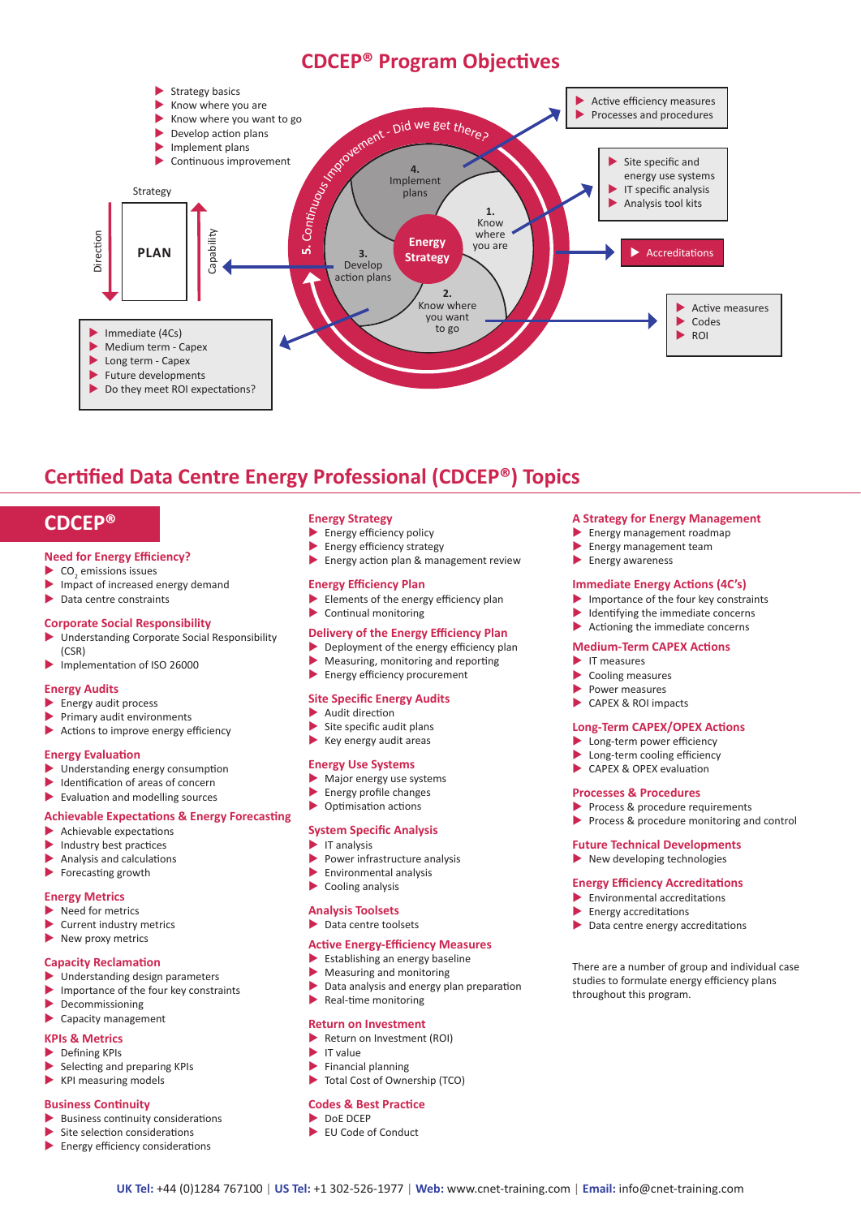# CDCEP® Program Objectives

- Strategy basics
- Know where you are
- Know where you want to go
- Develop action plans
- Implement plans
- Continuous improvement

Strategy

Direction

PLAN

Capability

5. Continuous Improvement - Did we get there?

4. Implement plans

1. Know where you are

Energy Strategy

3. Develop action plans

2. Know where you want to go

- Active efficiency measures
- Processes and procedures

- Site specific and energy use systems
- IT specific analysis
- Analysis tool kits

- Accreditations

- Active measures
- Codes
- ROI

- Immediate (4Cs)
- Medium term - Capex
- Long term - Capex
- Future developments
- Do they meet ROI expectations?

## Certified Data Centre Energy Professional (CDCEP®) Topics

### CDCEP®

**Need for Energy Efficiency?**
- $CO_2$ emissions issues
- Impact of increased energy demand
- Data centre constraints

**Corporate Social Responsibility**
- Understanding Corporate Social Responsibility (CSR)
- Implementation of ISO 26000

**Energy Audits**
- Energy audit process
- Primary audit environments
- Actions to improve energy efficiency

**Energy Evaluation**
- Understanding energy consumption
- Identification of areas of concern
- Evaluation and modelling sources

**Achievable Expectations & Energy Forecasting**
- Achievable expectations
- Industry best practices
- Analysis and calculations
- Forecasting growth

**Energy Metrics**
- Need for metrics
- Current industry metrics
- New proxy metrics

**Capacity Reclamation**
- Understanding design parameters
- Importance of the four key constraints
- Decommissioning
- Capacity management

**KPIs & Metrics**
- Defining KPIs
- Selecting and preparing KPIs
- KPI measuring models

**Business Continuity**
- Business continuity considerations
- Site selection considerations
- Energy efficiency considerations

**Energy Strategy**
- Energy efficiency policy
- Energy efficiency strategy
- Energy action plan & management review

**Energy Efficiency Plan**
- Elements of the energy efficiency plan
- Continual monitoring

**Delivery of the Energy Efficiency Plan**
- Deployment of the energy efficiency plan
- Measuring, monitoring and reporting
- Energy efficiency procurement

**Site Specific Energy Audits**
- Audit direction
- Site specific audit plans
- Key energy audit areas

**Energy Use Systems**
- Major energy use systems
- Energy profile changes
- Optimisation actions

**System Specific Analysis**
- IT analysis
- Power infrastructure analysis
- Environmental analysis
- Cooling analysis

**Analysis Toolsets**
- Data centre toolsets

**Active Energy-Efficiency Measures**
- Establishing an energy baseline
- Measuring and monitoring
- Data analysis and energy plan preparation
- Real-time monitoring

**Return on Investment**
- Return on Investment (ROI)
- IT value
- Financial planning
- Total Cost of Ownership (TCO)

**Codes & Best Practice**
- DoE DCEP
- EU Code of Conduct

**A Strategy for Energy Management**
- Energy management roadmap
- Energy management team
- Energy awareness

**Immediate Energy Actions (4C's)**
- Importance of the four key constraints
- Identifying the immediate concerns
- Actioning the immediate concerns

**Medium-Term CAPEX Actions**
- IT measures
- Cooling measures
- Power measures
- CAPEX & ROI impacts

**Long-Term CAPEX/OPEX Actions**
- Long-term power efficiency
- Long-term cooling efficiency
- CAPEX & OPEX evaluation

**Processes & Procedures**
- Process & procedure requirements
- Process & procedure monitoring and control

**Future Technical Developments**
- New developing technologies

**Energy Efficiency Accreditations**
- Environmental accreditations
- Energy accreditations
- Data centre energy accreditations

There are a number of group and individual case studies to formulate energy efficiency plans throughout this program.

**UK Tel:** +44 (0)1284 767100 | **US Tel:** +1 302-526-1977 | **Web:** www.cnet-training.com | **Email:** info@cnet-training.com